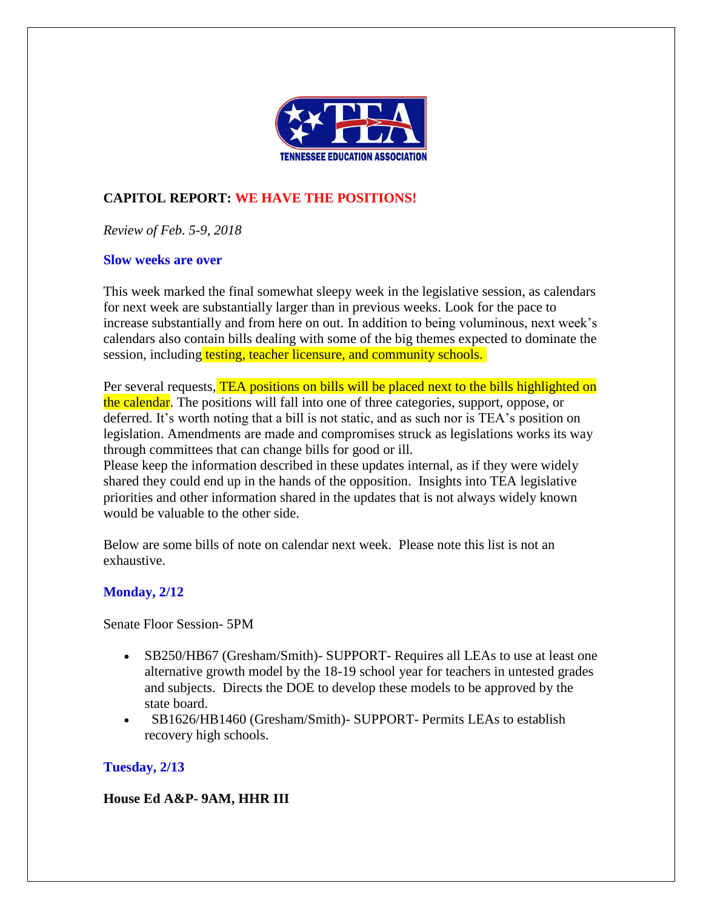TENNESSEE EDUCATION ASSOCIATION

## CAPITOL REPORT: WE HAVE THE POSITIONS!

*Review of Feb. 5-9, 2018*

### Slow weeks are over

This week marked the final somewhat sleepy week in the legislative session, as calendars for next week are substantially larger than in previous weeks. Look for the pace to increase substantially and from here on out. In addition to being voluminous, next week's calendars also contain bills dealing with some of the big themes expected to dominate the session, including testing, teacher licensure, and community schools.

Per several requests, TEA positions on bills will be placed next to the bills highlighted on the calendar. The positions will fall into one of three categories, support, oppose, or deferred. It's worth noting that a bill is not static, and as such nor is TEA's position on legislation. Amendments are made and compromises struck as legislations works its way through committees that can change bills for good or ill.

Please keep the information described in these updates internal, as if they were widely shared they could end up in the hands of the opposition. Insights into TEA legislative priorities and other information shared in the updates that is not always widely known would be valuable to the other side.

Below are some bills of note on calendar next week. Please note this list is not an exhaustive.

### Monday, 2/12

Senate Floor Session- 5PM

- SB250/HB67 (Gresham/Smith)- SUPPORT- Requires all LEAs to use at least one alternative growth model by the 18-19 school year for teachers in untested grades and subjects. Directs the DOE to develop these models to be approved by the state board.
- SB1626/HB1460 (Gresham/Smith)- SUPPORT- Permits LEAs to establish recovery high schools.

### Tuesday, 2/13

**House Ed A&P- 9AM, HHR III**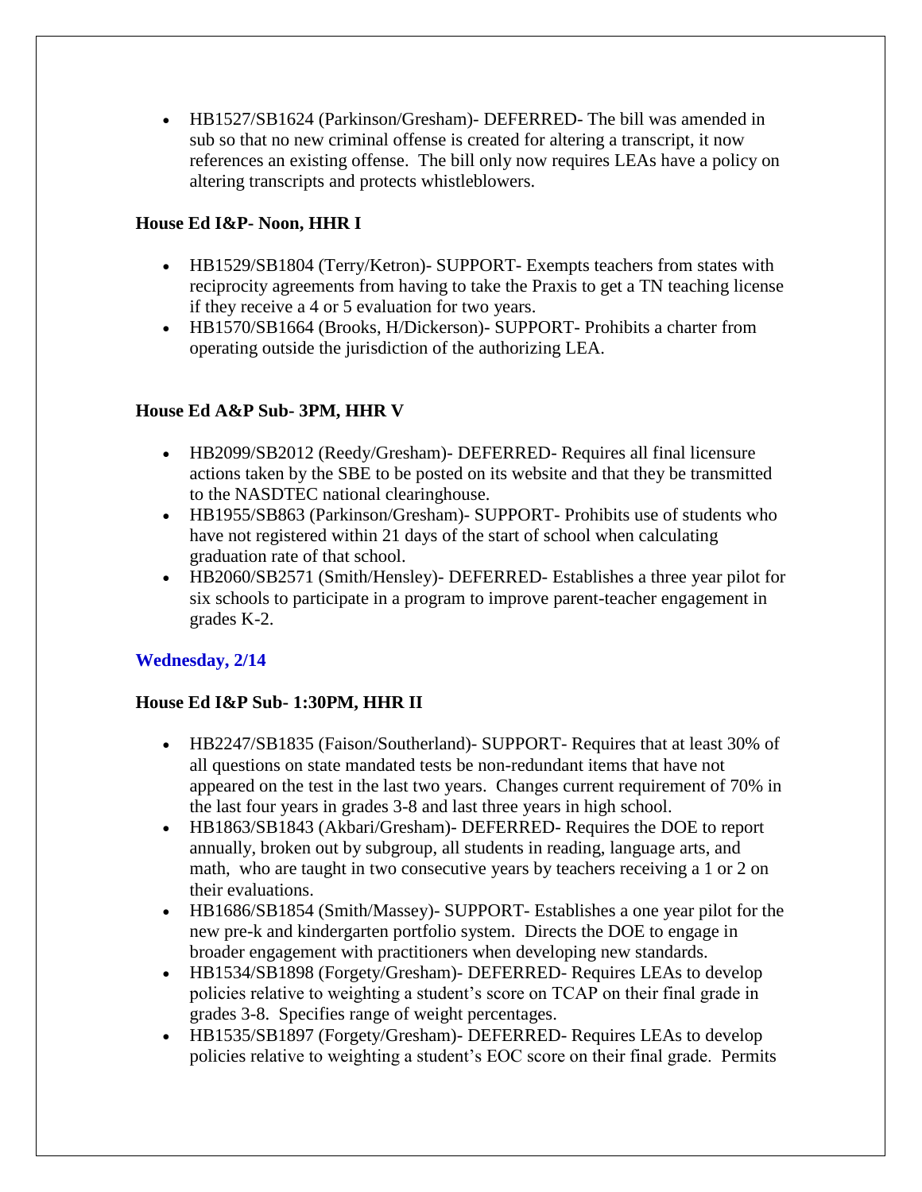- HB1527/SB1624 (Parkinson/Gresham)- DEFERRED- The bill was amended in sub so that no new criminal offense is created for altering a transcript, it now references an existing offense. The bill only now requires LEAs have a policy on altering transcripts and protects whistleblowers.

**House Ed I&P- Noon, HHR I**

- HB1529/SB1804 (Terry/Ketron)- SUPPORT- Exempts teachers from states with reciprocity agreements from having to take the Praxis to get a TN teaching license if they receive a 4 or 5 evaluation for two years.
- HB1570/SB1664 (Brooks, H/Dickerson)- SUPPORT- Prohibits a charter from operating outside the jurisdiction of the authorizing LEA.

**House Ed A&P Sub- 3PM, HHR V**

- HB2099/SB2012 (Reedy/Gresham)- DEFERRED- Requires all final licensure actions taken by the SBE to be posted on its website and that they be transmitted to the NASDTEC national clearinghouse.
- HB1955/SB863 (Parkinson/Gresham)- SUPPORT- Prohibits use of students who have not registered within 21 days of the start of school when calculating graduation rate of that school.
- HB2060/SB2571 (Smith/Hensley)- DEFERRED- Establishes a three year pilot for six schools to participate in a program to improve parent-teacher engagement in grades K-2.

### Wednesday, 2/14

**House Ed I&P Sub- 1:30PM, HHR II**

- HB2247/SB1835 (Faison/Southerland)- SUPPORT- Requires that at least 30% of all questions on state mandated tests be non-redundant items that have not appeared on the test in the last two years. Changes current requirement of 70% in the last four years in grades 3-8 and last three years in high school.
- HB1863/SB1843 (Akbari/Gresham)- DEFERRED- Requires the DOE to report annually, broken out by subgroup, all students in reading, language arts, and math, who are taught in two consecutive years by teachers receiving a 1 or 2 on their evaluations.
- HB1686/SB1854 (Smith/Massey)- SUPPORT- Establishes a one year pilot for the new pre-k and kindergarten portfolio system. Directs the DOE to engage in broader engagement with practitioners when developing new standards.
- HB1534/SB1898 (Forgety/Gresham)- DEFERRED- Requires LEAs to develop policies relative to weighting a student's score on TCAP on their final grade in grades 3-8. Specifies range of weight percentages.
- HB1535/SB1897 (Forgety/Gresham)- DEFERRED- Requires LEAs to develop policies relative to weighting a student's EOC score on their final grade. Permits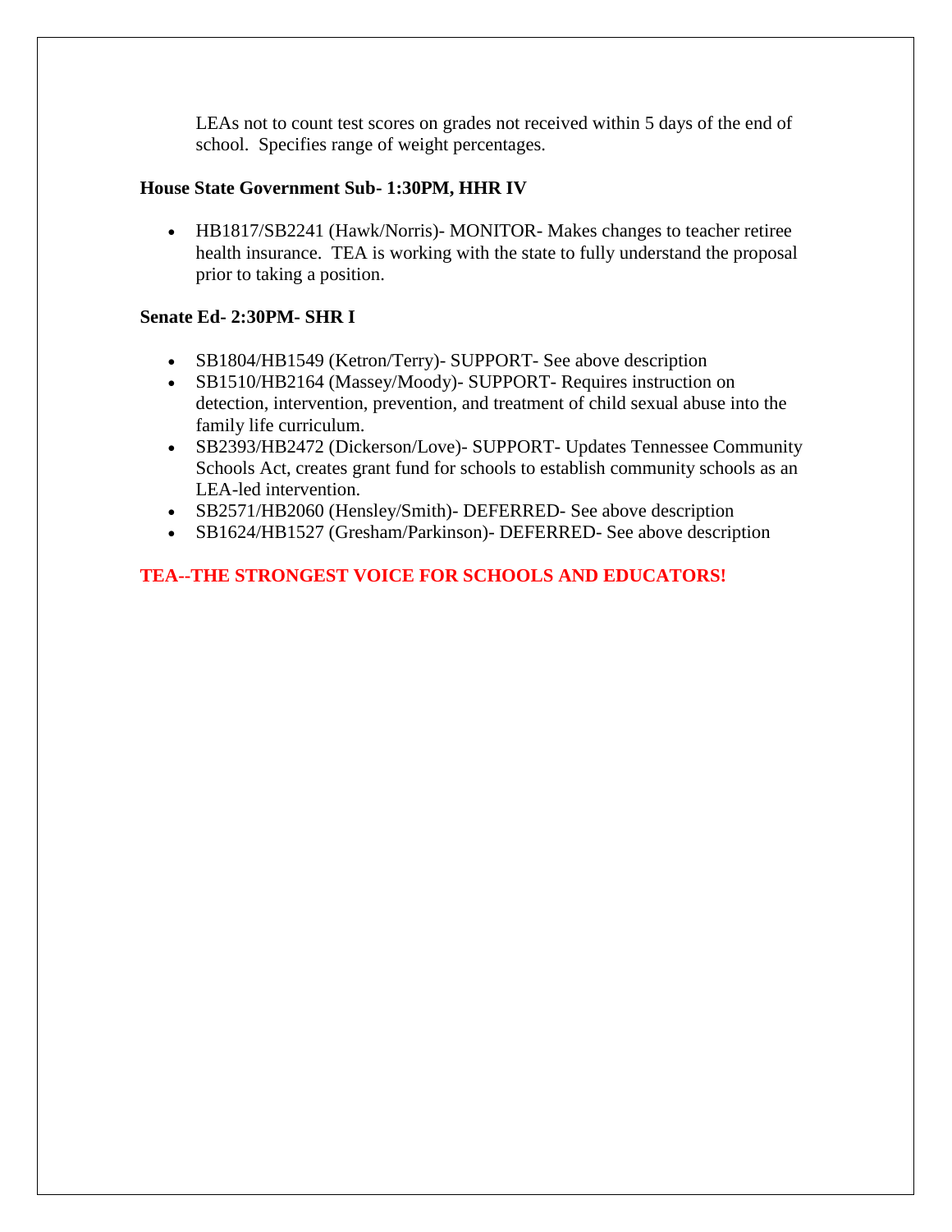LEAs not to count test scores on grades not received within 5 days of the end of school. Specifies range of weight percentages.

**House State Government Sub- 1:30PM, HHR IV**

- HB1817/SB2241 (Hawk/Norris)- MONITOR- Makes changes to teacher retiree health insurance. TEA is working with the state to fully understand the proposal prior to taking a position.

**Senate Ed- 2:30PM- SHR I**

- SB1804/HB1549 (Ketron/Terry)- SUPPORT- See above description
- SB1510/HB2164 (Massey/Moody)- SUPPORT- Requires instruction on detection, intervention, prevention, and treatment of child sexual abuse into the family life curriculum.
- SB2393/HB2472 (Dickerson/Love)- SUPPORT- Updates Tennessee Community Schools Act, creates grant fund for schools to establish community schools as an LEA-led intervention.
- SB2571/HB2060 (Hensley/Smith)- DEFERRED- See above description
- SB1624/HB1527 (Gresham/Parkinson)- DEFERRED- See above description

**TEA--THE STRONGEST VOICE FOR SCHOOLS AND EDUCATORS!**